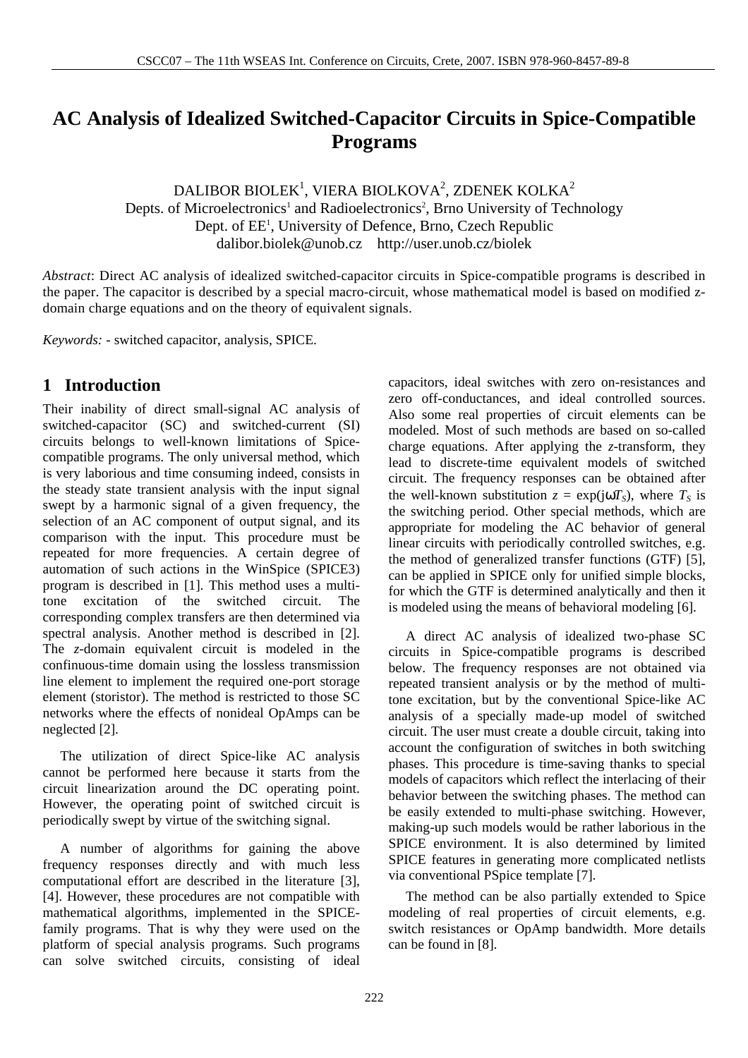# AC Analysis of Idealized Switched-Capacitor Circuits in Spice-Compatible Programs

DALIBOR BIOLEK[1], VIERA BIOLKOVA[2], ZDENEK KOLKA[2]
Depts. of Microelectronics[1] and Radioelectronics[2], Brno University of Technology
Dept. of EE[1], University of Defence, Brno, Czech Republic
dalibor.biolek@unob.cz    http://user.unob.cz/biolek

*Abstract*: Direct AC analysis of idealized switched-capacitor circuits in Spice-compatible programs is described in the paper. The capacitor is described by a special macro-circuit, whose mathematical model is based on modified z-domain charge equations and on the theory of equivalent signals.

*Keywords:* - switched capacitor, analysis, SPICE.

## 1 Introduction

Their inability of direct small-signal AC analysis of switched-capacitor (SC) and switched-current (SI) circuits belongs to well-known limitations of Spice-compatible programs. The only universal method, which is very laborious and time consuming indeed, consists in the steady state transient analysis with the input signal swept by a harmonic signal of a given frequency, the selection of an AC component of output signal, and its comparison with the input. This procedure must be repeated for more frequencies. A certain degree of automation of such actions in the WinSpice (SPICE3) program is described in [1]. This method uses a multi-tone excitation of the switched circuit. The corresponding complex transfers are then determined via spectral analysis. Another method is described in [2]. The *z*-domain equivalent circuit is modeled in the confinuous-time domain using the lossless transmission line element to implement the required one-port storage element (storistor). The method is restricted to those SC networks where the effects of nonideal OpAmps can be neglected [2].

The utilization of direct Spice-like AC analysis cannot be performed here because it starts from the circuit linearization around the DC operating point. However, the operating point of switched circuit is periodically swept by virtue of the switching signal.

A number of algorithms for gaining the above frequency responses directly and with much less computational effort are described in the literature [3], [4]. However, these procedures are not compatible with mathematical algorithms, implemented in the SPICE-family programs. That is why they were used on the platform of special analysis programs. Such programs can solve switched circuits, consisting of ideal capacitors, ideal switches with zero on-resistances and zero off-conductances, and ideal controlled sources. Also some real properties of circuit elements can be modeled. Most of such methods are based on so-called charge equations. After applying the *z*-transform, they lead to discrete-time equivalent models of switched circuit. The frequency responses can be obtained after the well-known substitution $z = \exp(j\omega T_S)$, where $T_S$ is the switching period. Other special methods, which are appropriate for modeling the AC behavior of general linear circuits with periodically controlled switches, e.g. the method of generalized transfer functions (GTF) [5], can be applied in SPICE only for unified simple blocks, for which the GTF is determined analytically and then it is modeled using the means of behavioral modeling [6].

A direct AC analysis of idealized two-phase SC circuits in Spice-compatible programs is described below. The frequency responses are not obtained via repeated transient analysis or by the method of multi-tone excitation, but by the conventional Spice-like AC analysis of a specially made-up model of switched circuit. The user must create a double circuit, taking into account the configuration of switches in both switching phases. This procedure is time-saving thanks to special models of capacitors which reflect the interlacing of their behavior between the switching phases. The method can be easily extended to multi-phase switching. However, making-up such models would be rather laborious in the SPICE environment. It is also determined by limited SPICE features in generating more complicated netlists via conventional PSpice template [7].

The method can be also partially extended to Spice modeling of real properties of circuit elements, e.g. switch resistances or OpAmp bandwidth. More details can be found in [8].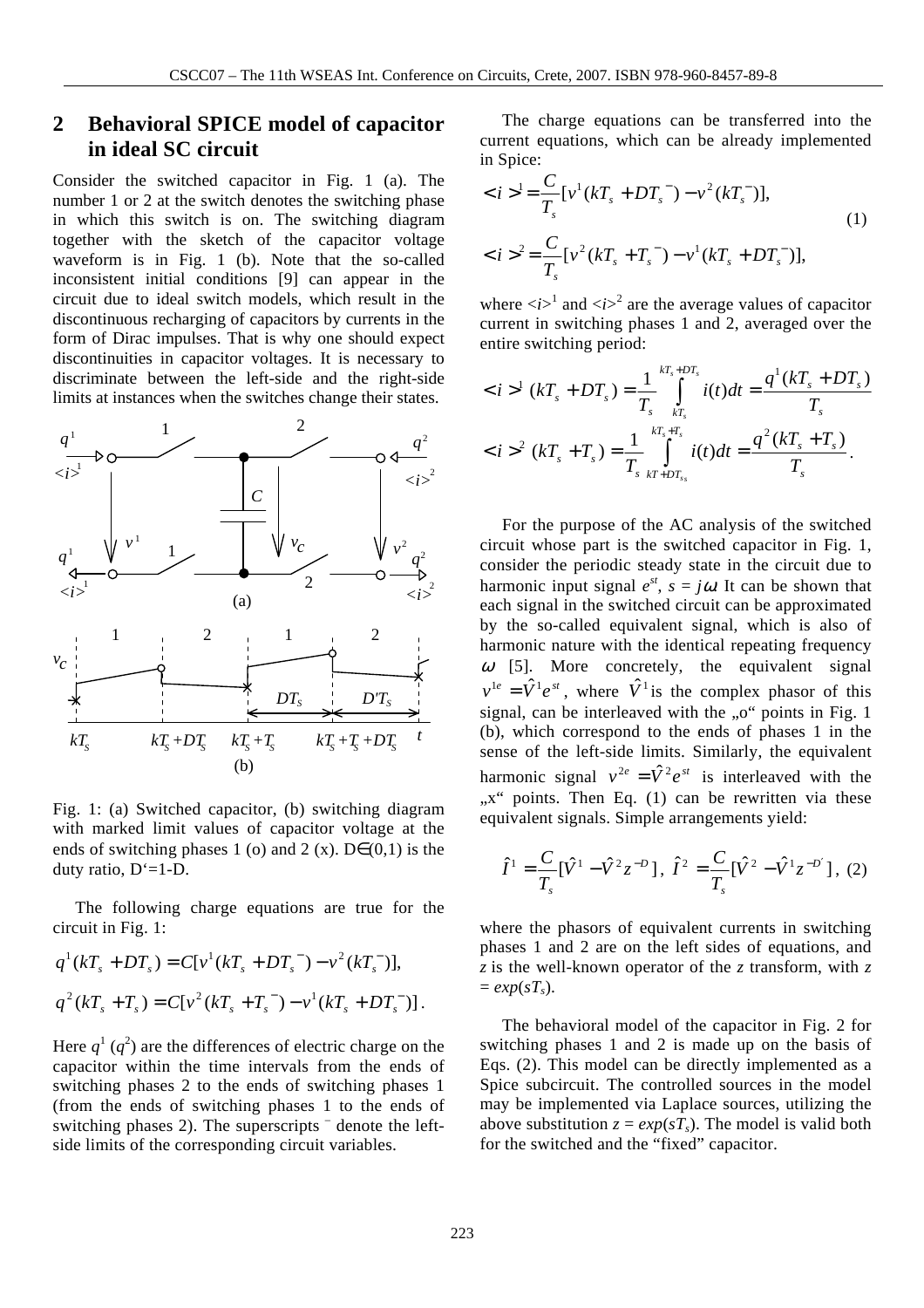## 2 Behavioral SPICE model of capacitor in ideal SC circuit

Consider the switched capacitor in Fig. 1 (a). The number 1 or 2 at the switch denotes the switching phase in which this switch is on. The switching diagram together with the sketch of the capacitor voltage waveform is in Fig. 1 (b). Note that the so-called inconsistent initial conditions [9] can appear in the circuit due to ideal switch models, which result in the discontinuous recharging of capacitors by currents in the form of Dirac impulses. That is why one should expect discontinuities in capacitor voltages. It is necessary to discriminate between the left-side and the right-side limits at instances when the switches change their states.

Fig. 1: (a) Switched capacitor, (b) switching diagram with marked limit values of capacitor voltage at the ends of switching phases 1 (o) and 2 (x). D∈(0,1) is the duty ratio, D'=1-D.

The following charge equations are true for the circuit in Fig. 1:

$$q^1(kT_s + DT_s) = C[v^1(kT_s + DT_s^{\;-}) - v^2(kT_s^{\;-})],$$
$$q^2(kT_s + T_s) = C[v^2(kT_s + T_s^{\;-}) - v^1(kT_s + DT_s^{\;-})].$$

Here $q^1$ ($q^2$) are the differences of electric charge on the capacitor within the time intervals from the ends of switching phases 2 to the ends of switching phases 1 (from the ends of switching phases 1 to the ends of switching phases 2). The superscripts $^-$ denote the left-side limits of the corresponding circuit variables.

The charge equations can be transferred into the current equations, which can be already implemented in Spice:

$$<i>^1 = \frac{C}{T_s}[v^1(kT_s + DT_s^{\;-}) - v^2(kT_s^{\;-})],$$
$$<i>^2 = \frac{C}{T_s}[v^2(kT_s + T_s^{\;-}) - v^1(kT_s + DT_s^{\;-})], \qquad (1)$$

where $<i>^1$ and $<i>^2$ are the average values of capacitor current in switching phases 1 and 2, averaged over the entire switching period:

$$<i>^1(kT_s + DT_s) = \frac{1}{T_s}\int_{kT_s}^{kT_s+DT_s} i(t)dt = \frac{q^1(kT_s + DT_s)}{T_s}$$
$$<i>^2(kT_s + T_s) = \frac{1}{T_s}\int_{kT_s+DT_s}^{kT_s+T_s} i(t)dt = \frac{q^2(kT_s + T_s)}{T_s}.$$

For the purpose of the AC analysis of the switched circuit whose part is the switched capacitor in Fig. 1, consider the periodic steady state in the circuit due to harmonic input signal $e^{st}$, $s = j\omega$. It can be shown that each signal in the switched circuit can be approximated by the so-called equivalent signal, which is also of harmonic nature with the identical repeating frequency $\omega$ [5]. More concretely, the equivalent signal $v^{1e} = \hat{V}^1 e^{st}$, where $\hat{V}^1$ is the complex phasor of this signal, can be interleaved with the „o" points in Fig. 1 (b), which correspond to the ends of phases 1 in the sense of the left-side limits. Similarly, the equivalent harmonic signal $v^{2e} = \hat{V}^2 e^{st}$ is interleaved with the „x" points. Then Eq. (1) can be rewritten via these equivalent signals. Simple arrangements yield:

$$\hat{I}^1 = \frac{C}{T_s}[\hat{V}^1 - \hat{V}^2 z^{-D}],\; \hat{I}^2 = \frac{C}{T_s}[\hat{V}^2 - \hat{V}^1 z^{-D'}], \qquad (2)$$

where the phasors of equivalent currents in switching phases 1 and 2 are on the left sides of equations, and $z$ is the well-known operator of the $z$ transform, with $z = exp(sT_s)$.

The behavioral model of the capacitor in Fig. 2 for switching phases 1 and 2 is made up on the basis of Eqs. (2). This model can be directly implemented as a Spice subcircuit. The controlled sources in the model may be implemented via Laplace sources, utilizing the above substitution $z = exp(sT_s)$. The model is valid both for the switched and the "fixed" capacitor.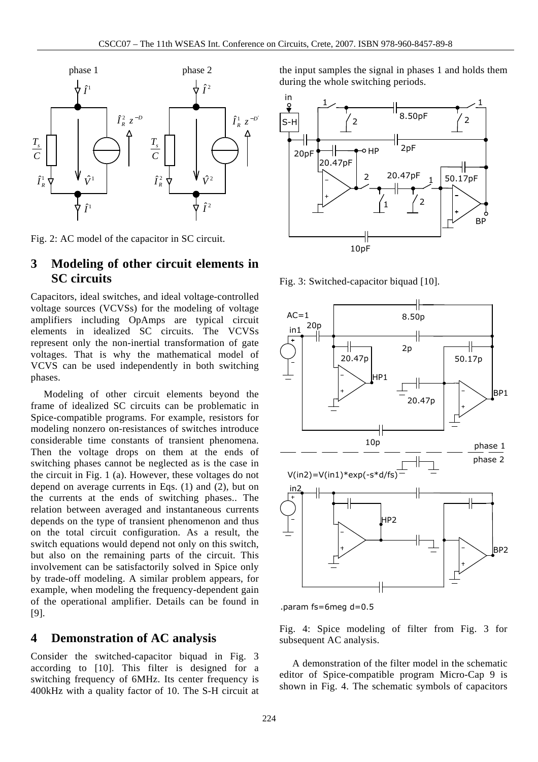Fig. 2: AC model of the capacitor in SC circuit.

## 3 Modeling of other circuit elements in SC circuits

Capacitors, ideal switches, and ideal voltage-controlled voltage sources (VCVSs) for the modeling of voltage amplifiers including OpAmps are typical circuit elements in idealized SC circuits. The VCVSs represent only the non-inertial transformation of gate voltages. That is why the mathematical model of VCVS can be used independently in both switching phases.

Modeling of other circuit elements beyond the frame of idealized SC circuits can be problematic in Spice-compatible programs. For example, resistors for modeling nonzero on-resistances of switches introduce considerable time constants of transient phenomena. Then the voltage drops on them at the ends of switching phases cannot be neglected as is the case in the circuit in Fig. 1 (a). However, these voltages do not depend on average currents in Eqs. (1) and (2), but on the currents at the ends of switching phases.. The relation between averaged and instantaneous currents depends on the type of transient phenomenon and thus on the total circuit configuration. As a result, the switch equations would depend not only on this switch, but also on the remaining parts of the circuit. This involvement can be satisfactorily solved in Spice only by trade-off modeling. A similar problem appears, for example, when modeling the frequency-dependent gain of the operational amplifier. Details can be found in [9].

## 4 Demonstration of AC analysis

Consider the switched-capacitor biquad in Fig. 3 according to [10]. This filter is designed for a switching frequency of 6MHz. Its center frequency is 400kHz with a quality factor of 10. The S-H circuit at the input samples the signal in phases 1 and holds them during the whole switching periods.

Fig. 3: Switched-capacitor biquad [10].

Fig. 4: Spice modeling of filter from Fig. 3 for subsequent AC analysis.

A demonstration of the filter model in the schematic editor of Spice-compatible program Micro-Cap 9 is shown in Fig. 4. The schematic symbols of capacitors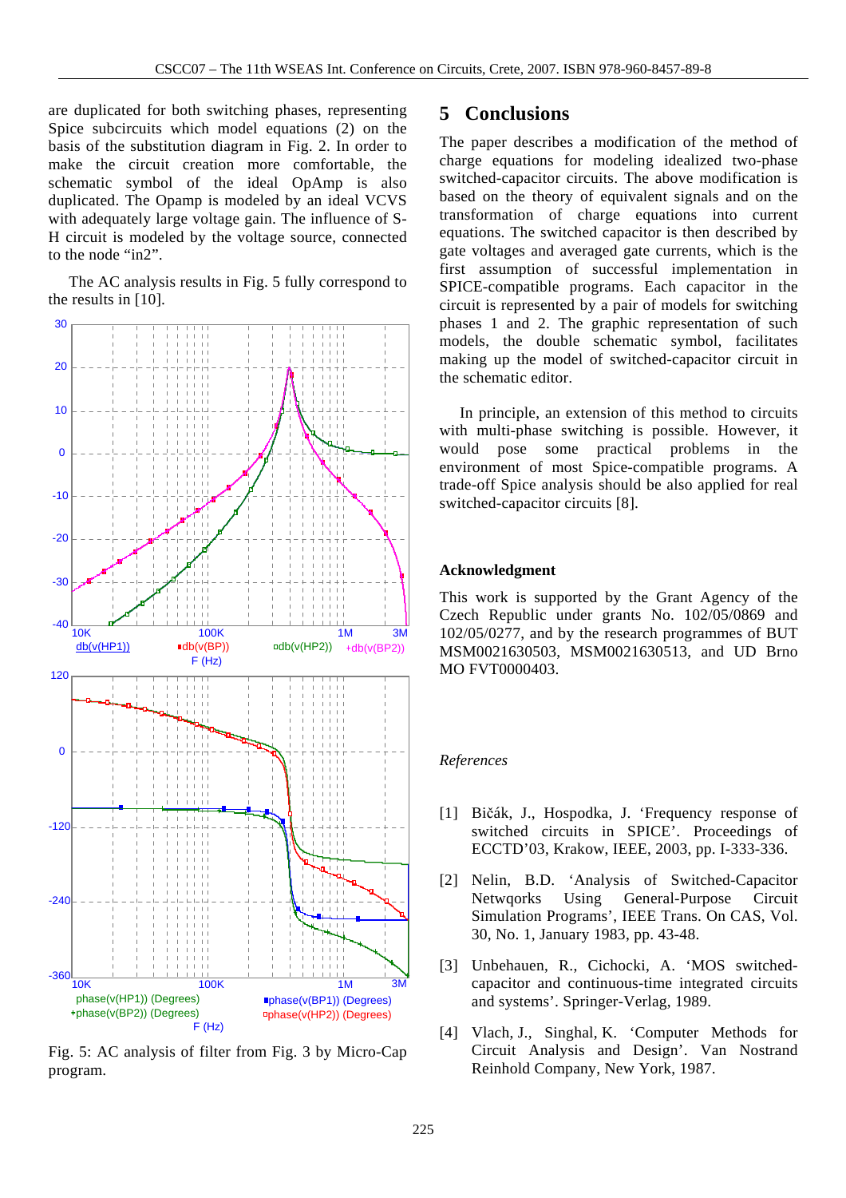are duplicated for both switching phases, representing Spice subcircuits which model equations (2) on the basis of the substitution diagram in Fig. 2. In order to make the circuit creation more comfortable, the schematic symbol of the ideal OpAmp is also duplicated. The Opamp is modeled by an ideal VCVS with adequately large voltage gain. The influence of S-H circuit is modeled by the voltage source, connected to the node "in2".

The AC analysis results in Fig. 5 fully correspond to the results in [10].

Fig. 5: AC analysis of filter from Fig. 3 by Micro-Cap program.

## 5 Conclusions

The paper describes a modification of the method of charge equations for modeling idealized two-phase switched-capacitor circuits. The above modification is based on the theory of equivalent signals and on the transformation of charge equations into current equations. The switched capacitor is then described by gate voltages and averaged gate currents, which is the first assumption of successful implementation in SPICE-compatible programs. Each capacitor in the circuit is represented by a pair of models for switching phases 1 and 2. The graphic representation of such models, the double schematic symbol, facilitates making up the model of switched-capacitor circuit in the schematic editor.

In principle, an extension of this method to circuits with multi-phase switching is possible. However, it would pose some practical problems in the environment of most Spice-compatible programs. A trade-off Spice analysis should be also applied for real switched-capacitor circuits [8].

### Acknowledgment

This work is supported by the Grant Agency of the Czech Republic under grants No. 102/05/0869 and 102/05/0277, and by the research programmes of BUT MSM0021630503, MSM0021630513, and UD Brno MO FVT0000403.

*References*

[1] Bičák, J., Hospodka, J. 'Frequency response of switched circuits in SPICE'. Proceedings of ECCTD'03, Krakow, IEEE, 2003, pp. I-333-336.

[2] Nelin, B.D. 'Analysis of Switched-Capacitor Netwqorks Using General-Purpose Circuit Simulation Programs', IEEE Trans. On CAS, Vol. 30, No. 1, January 1983, pp. 43-48.

[3] Unbehauen, R., Cichocki, A. 'MOS switched-capacitor and continuous-time integrated circuits and systems'. Springer-Verlag, 1989.

[4] Vlach, J., Singhal, K. 'Computer Methods for Circuit Analysis and Design'. Van Nostrand Reinhold Company, New York, 1987.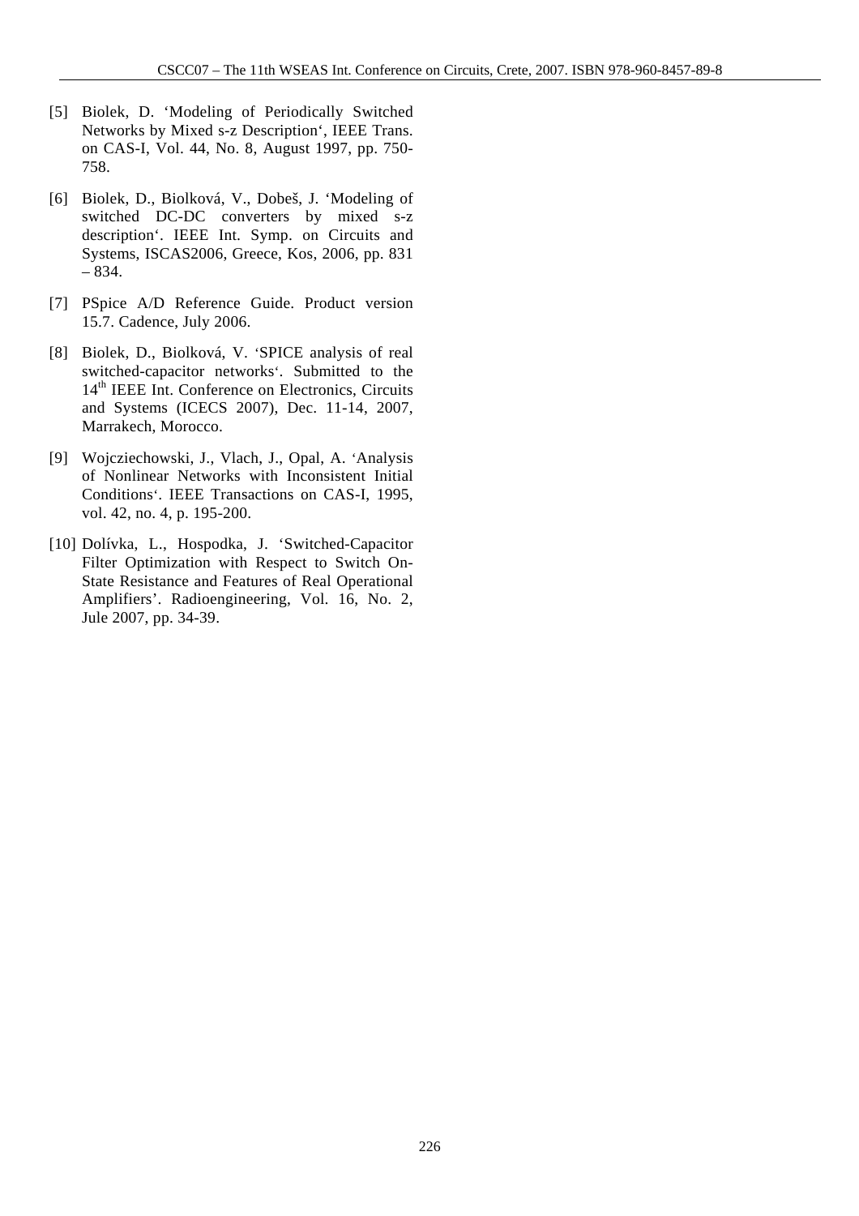[5] Biolek, D. 'Modeling of Periodically Switched Networks by Mixed s-z Description', IEEE Trans. on CAS-I, Vol. 44, No. 8, August 1997, pp. 750-758.

[6] Biolek, D., Biolková, V., Dobeš, J. 'Modeling of switched DC-DC converters by mixed s-z description'. IEEE Int. Symp. on Circuits and Systems, ISCAS2006, Greece, Kos, 2006, pp. 831 – 834.

[7] PSpice A/D Reference Guide. Product version 15.7. Cadence, July 2006.

[8] Biolek, D., Biolková, V. 'SPICE analysis of real switched-capacitor networks'. Submitted to the 14th IEEE Int. Conference on Electronics, Circuits and Systems (ICECS 2007), Dec. 11-14, 2007, Marrakech, Morocco.

[9] Wojcziechowski, J., Vlach, J., Opal, A. 'Analysis of Nonlinear Networks with Inconsistent Initial Conditions'. IEEE Transactions on CAS-I, 1995, vol. 42, no. 4, p. 195-200.

[10] Dolívka, L., Hospodka, J. 'Switched-Capacitor Filter Optimization with Respect to Switch On-State Resistance and Features of Real Operational Amplifiers'. Radioengineering, Vol. 16, No. 2, Jule 2007, pp. 34-39.